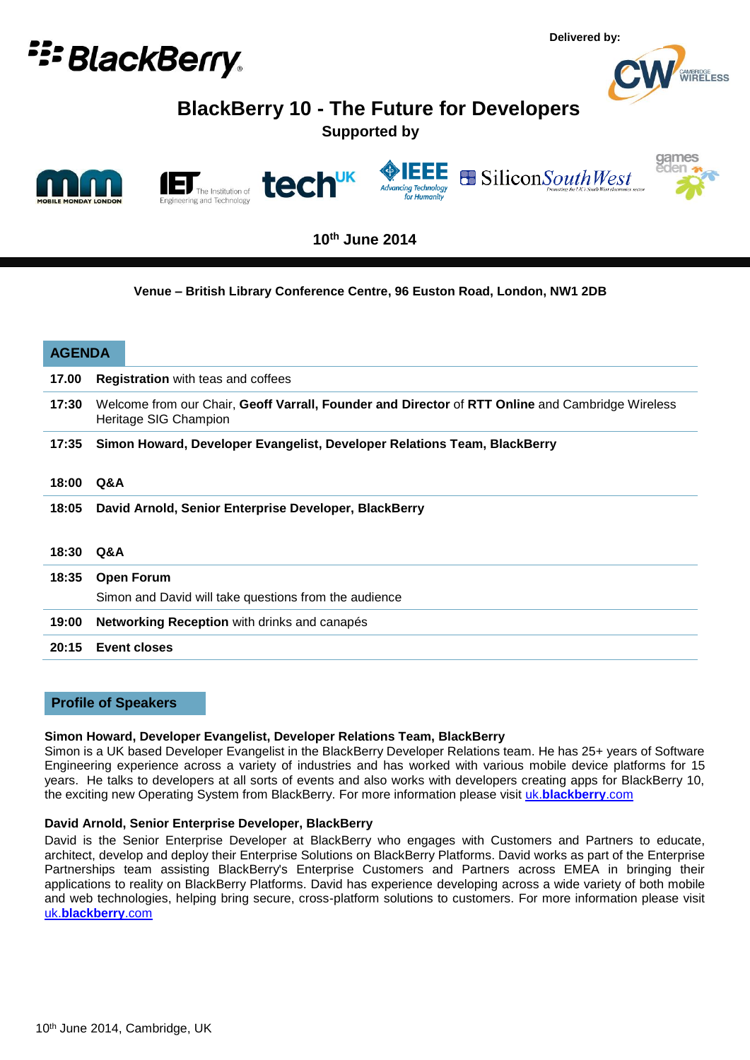Delivered by:

# BlackBerry 10 - The Future for Developers

**Supported by**

**10th June 2014**

**Venue – British Library Conference Centre, 96 Euston Road, London, NW1 2DB**

## AGENDA

| | |
|---|---|
| **17.00** | **Registration** with teas and coffees |
| **17:30** | Welcome from our Chair, **Geoff Varrall, Founder and Director** of **RTT Online** and Cambridge Wireless Heritage SIG Champion |
| **17:35** | **Simon Howard, Developer Evangelist, Developer Relations Team, BlackBerry** |
| **18:00** | **Q&A** |
| **18:05** | **David Arnold, Senior Enterprise Developer, BlackBerry** |
| **18:30** | **Q&A** |
| **18:35** | **Open Forum**<br>Simon and David will take questions from the audience |
| **19:00** | **Networking Reception** with drinks and canapés |
| **20:15** | **Event closes** |

## Profile of Speakers

**Simon Howard, Developer Evangelist, Developer Relations Team, BlackBerry**

Simon is a UK based Developer Evangelist in the BlackBerry Developer Relations team. He has 25+ years of Software Engineering experience across a variety of industries and has worked with various mobile device platforms for 15 years. He talks to developers at all sorts of events and also works with developers creating apps for BlackBerry 10, the exciting new Operating System from BlackBerry. For more information please visit uk.**blackberry**.com

**David Arnold, Senior Enterprise Developer, BlackBerry**

David is the Senior Enterprise Developer at BlackBerry who engages with Customers and Partners to educate, architect, develop and deploy their Enterprise Solutions on BlackBerry Platforms. David works as part of the Enterprise Partnerships team assisting BlackBerry's Enterprise Customers and Partners across EMEA in bringing their applications to reality on BlackBerry Platforms. David has experience developing across a wide variety of both mobile and web technologies, helping bring secure, cross-platform solutions to customers. For more information please visit uk.**blackberry**.com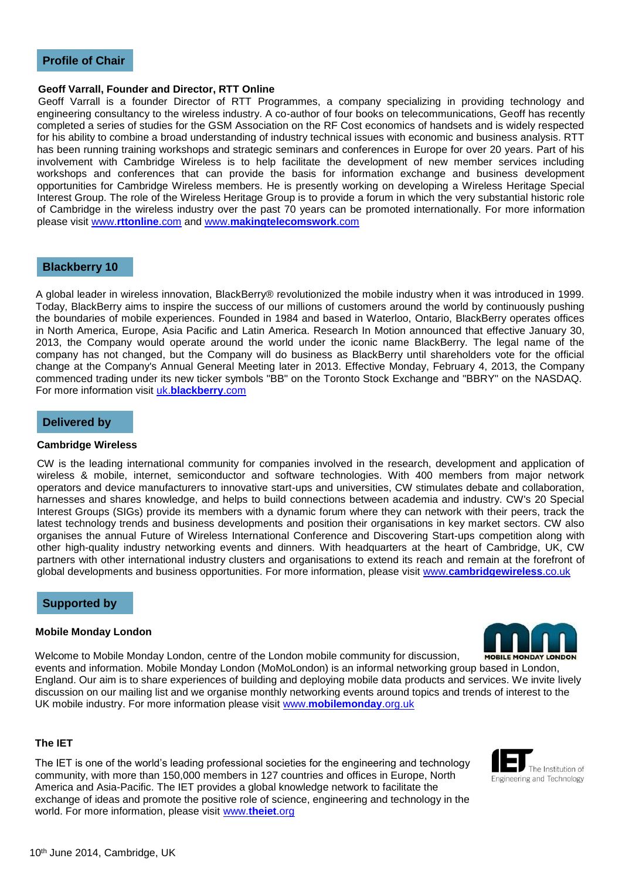## Profile of Chair

**Geoff Varrall, Founder and Director, RTT Online**

Geoff Varrall is a founder Director of RTT Programmes, a company specializing in providing technology and engineering consultancy to the wireless industry. A co-author of four books on telecommunications, Geoff has recently completed a series of studies for the GSM Association on the RF Cost economics of handsets and is widely respected for his ability to combine a broad understanding of industry technical issues with economic and business analysis. RTT has been running training workshops and strategic seminars and conferences in Europe for over 20 years. Part of his involvement with Cambridge Wireless is to help facilitate the development of new member services including workshops and conferences that can provide the basis for information exchange and business development opportunities for Cambridge Wireless members. He is presently working on developing a Wireless Heritage Special Interest Group. The role of the Wireless Heritage Group is to provide a forum in which the very substantial historic role of Cambridge in the wireless industry over the past 70 years can be promoted internationally. For more information please visit www.**rttonline**.com and www.**makingtelecomswork**.com

## Blackberry 10

A global leader in wireless innovation, BlackBerry® revolutionized the mobile industry when it was introduced in 1999. Today, BlackBerry aims to inspire the success of our millions of customers around the world by continuously pushing the boundaries of mobile experiences. Founded in 1984 and based in Waterloo, Ontario, BlackBerry operates offices in North America, Europe, Asia Pacific and Latin America. Research In Motion announced that effective January 30, 2013, the Company would operate around the world under the iconic name BlackBerry. The legal name of the company has not changed, but the Company will do business as BlackBerry until shareholders vote for the official change at the Company's Annual General Meeting later in 2013. Effective Monday, February 4, 2013, the Company commenced trading under its new ticker symbols "BB" on the Toronto Stock Exchange and "BBRY" on the NASDAQ. For more information visit uk.**blackberry**.com

## Delivered by

**Cambridge Wireless**

CW is the leading international community for companies involved in the research, development and application of wireless & mobile, internet, semiconductor and software technologies. With 400 members from major network operators and device manufacturers to innovative start-ups and universities, CW stimulates debate and collaboration, harnesses and shares knowledge, and helps to build connections between academia and industry. CW's 20 Special Interest Groups (SIGs) provide its members with a dynamic forum where they can network with their peers, track the latest technology trends and business developments and position their organisations in key market sectors. CW also organises the annual Future of Wireless International Conference and Discovering Start-ups competition along with other high-quality industry networking events and dinners. With headquarters at the heart of Cambridge, UK, CW partners with other international industry clusters and organisations to extend its reach and remain at the forefront of global developments and business opportunities. For more information, please visit www.**cambridgewireless**.co.uk

## Supported by

**Mobile Monday London**

Welcome to Mobile Monday London, centre of the London mobile community for discussion, events and information. Mobile Monday London (MoMoLondon) is an informal networking group based in London, England. Our aim is to share experiences of building and deploying mobile data products and services. We invite lively discussion on our mailing list and we organise monthly networking events around topics and trends of interest to the UK mobile industry. For more information please visit www.**mobilemonday**.org.uk

**The IET**

The IET is one of the world's leading professional societies for the engineering and technology community, with more than 150,000 members in 127 countries and offices in Europe, North America and Asia-Pacific. The IET provides a global knowledge network to facilitate the exchange of ideas and promote the positive role of science, engineering and technology in the world. For more information, please visit www.**theiet**.org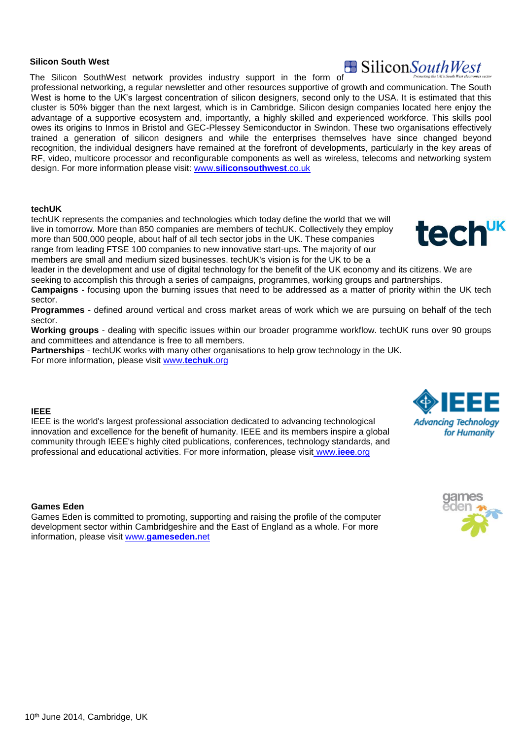### Silicon South West

The Silicon SouthWest network provides industry support in the form of professional networking, a regular newsletter and other resources supportive of growth and communication. The South West is home to the UK's largest concentration of silicon designers, second only to the USA. It is estimated that this cluster is 50% bigger than the next largest, which is in Cambridge. Silicon design companies located here enjoy the advantage of a supportive ecosystem and, importantly, a highly skilled and experienced workforce. This skills pool owes its origins to Inmos in Bristol and GEC-Plessey Semiconductor in Swindon. These two organisations effectively trained a generation of silicon designers and while the enterprises themselves have since changed beyond recognition, the individual designers have remained at the forefront of developments, particularly in the key areas of RF, video, multicore processor and reconfigurable components as well as wireless, telecoms and networking system design. For more information please visit: www.**siliconsouthwest**.co.uk

### techUK

techUK represents the companies and technologies which today define the world that we will live in tomorrow. More than 850 companies are members of techUK. Collectively they employ more than 500,000 people, about half of all tech sector jobs in the UK. These companies range from leading FTSE 100 companies to new innovative start-ups. The majority of our members are small and medium sized businesses. techUK's vision is for the UK to be a leader in the development and use of digital technology for the benefit of the UK economy and its citizens. We are seeking to accomplish this through a series of campaigns, programmes, working groups and partnerships.

**Campaigns** - focusing upon the burning issues that need to be addressed as a matter of priority within the UK tech sector.

**Programmes** - defined around vertical and cross market areas of work which we are pursuing on behalf of the tech sector.

**Working groups** - dealing with specific issues within our broader programme workflow. techUK runs over 90 groups and committees and attendance is free to all members.

**Partnerships** - techUK works with many other organisations to help grow technology in the UK.

For more information, please visit www.**techuk**.org

### IEEE

IEEE is the world's largest professional association dedicated to advancing technological innovation and excellence for the benefit of humanity. IEEE and its members inspire a global community through IEEE's highly cited publications, conferences, technology standards, and professional and educational activities. For more information, please visit www.**ieee**.org

### Games Eden

Games Eden is committed to promoting, supporting and raising the profile of the computer development sector within Cambridgeshire and the East of England as a whole. For more information, please visit www.**gameseden.**net